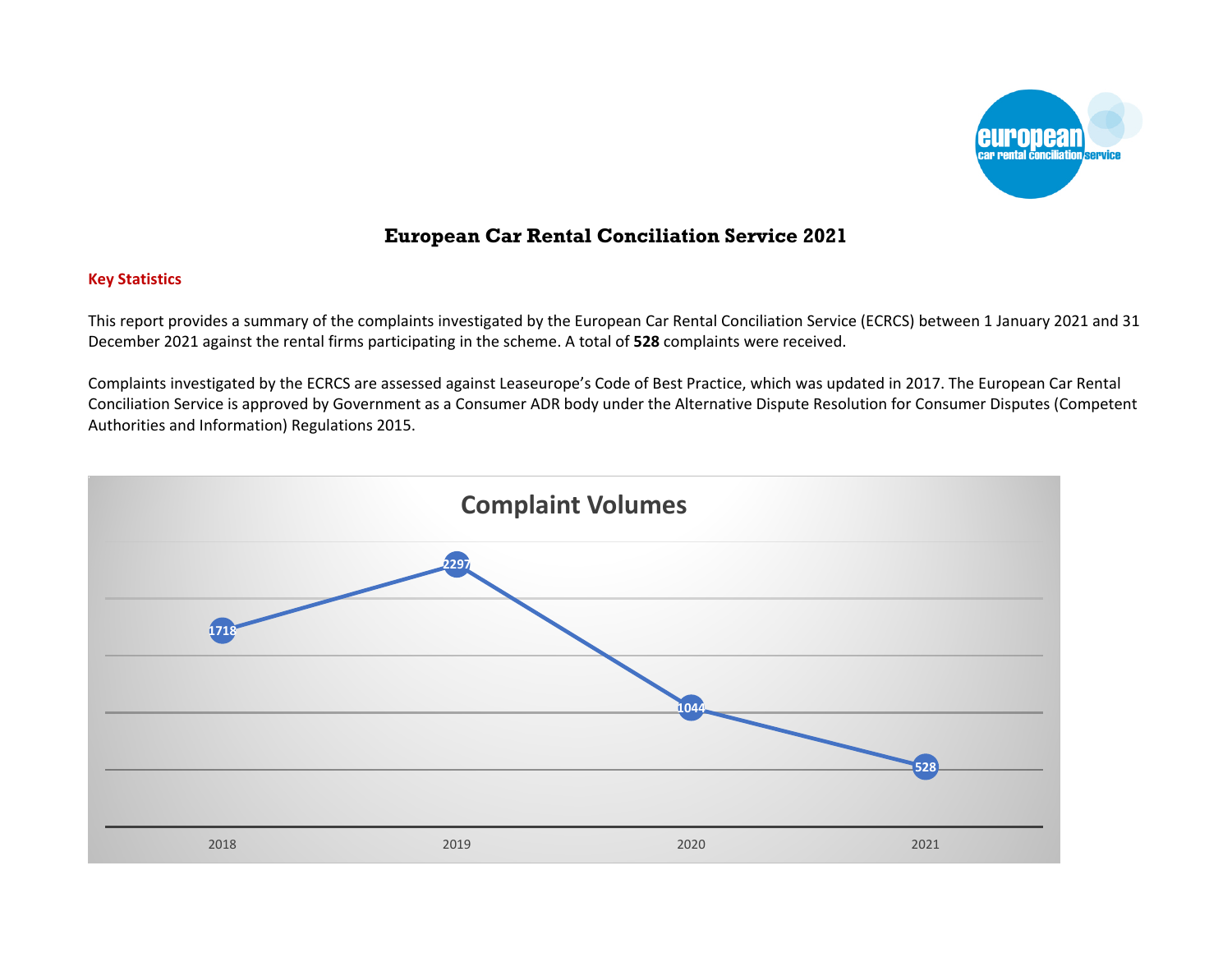# European Car Rental Conciliation Service 2021

## Key Statistics

This report provides a summary of the complaints investigated by the European Car Rental Conciliation Service (ECRCS) between 1 January 2021 and 31 December 2021 against the rental firms participating in the scheme. A total of **528** complaints were received.

Complaints investigated by the ECRCS are assessed against Leaseurope's Code of Best Practice, which was updated in 2017. The European Car Rental Conciliation Service is approved by Government as a Consumer ADR body under the Alternative Dispute Resolution for Consumer Disputes (Competent Authorities and Information) Regulations 2015.

**Complaint Volumes**

| Year | Complaints |
|---|---|
| 2018 | 1718 |
| 2019 | 2297 |
| 2020 | 1044 |
| 2021 | 528 |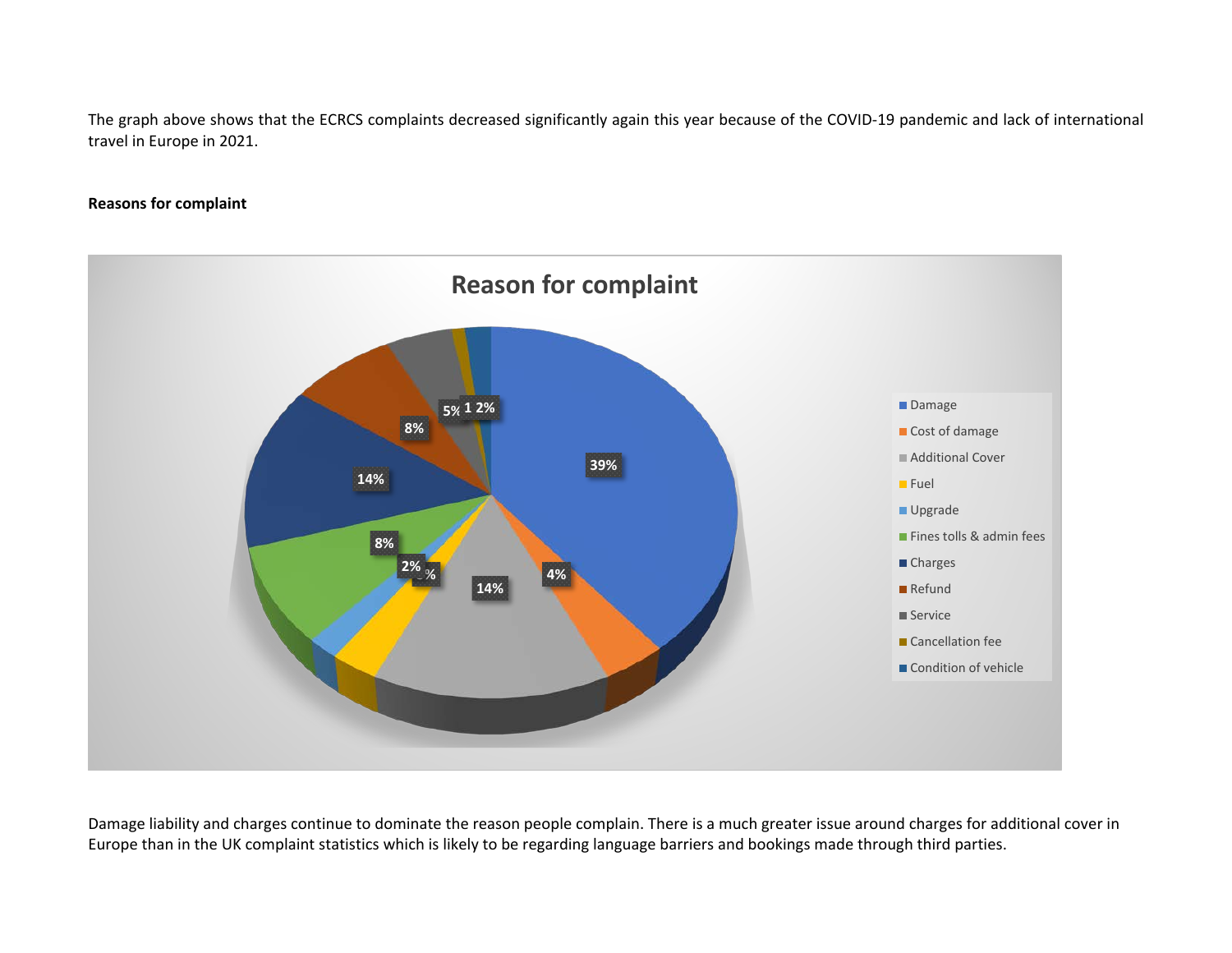The graph above shows that the ECRCS complaints decreased significantly again this year because of the COVID-19 pandemic and lack of international travel in Europe in 2021.

**Reasons for complaint**

Damage liability and charges continue to dominate the reason people complain. There is a much greater issue around charges for additional cover in Europe than in the UK complaint statistics which is likely to be regarding language barriers and bookings made through third parties.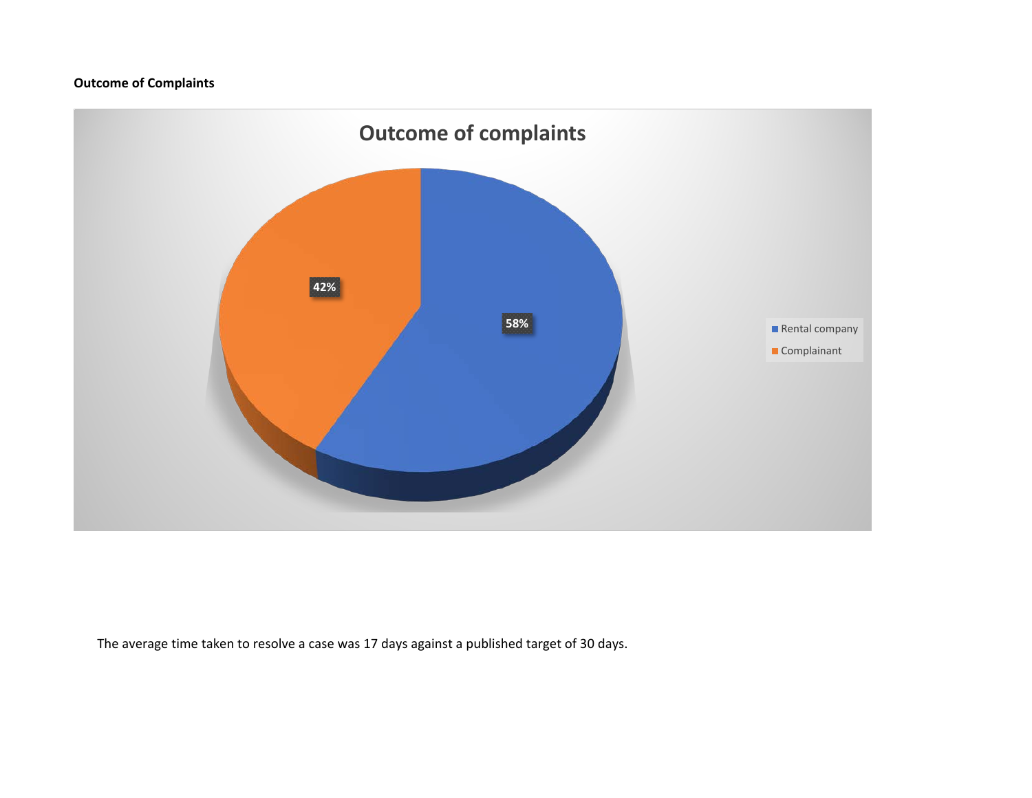**Outcome of Complaints**

The average time taken to resolve a case was 17 days against a published target of 30 days.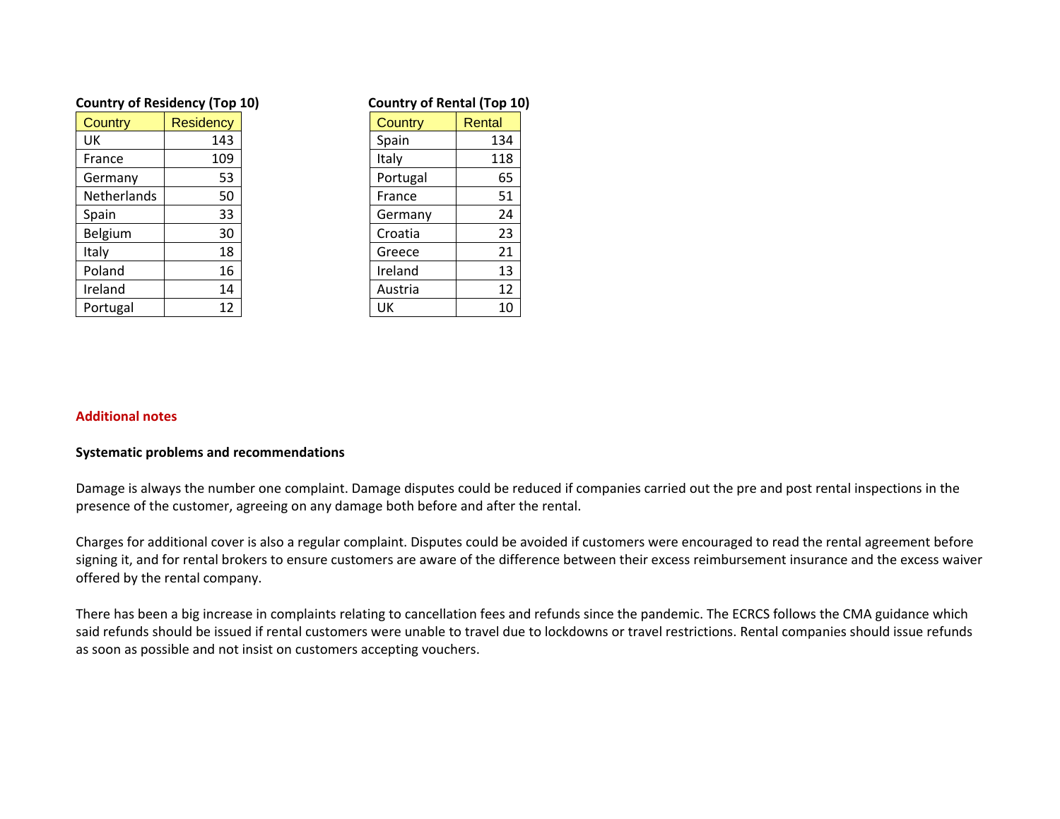**Country of Residency (Top 10)**

| Country | Residency |
|---|---|
| UK | 143 |
| France | 109 |
| Germany | 53 |
| Netherlands | 50 |
| Spain | 33 |
| Belgium | 30 |
| Italy | 18 |
| Poland | 16 |
| Ireland | 14 |
| Portugal | 12 |

**Country of Rental (Top 10)**

| Country | Rental |
|---|---|
| Spain | 134 |
| Italy | 118 |
| Portugal | 65 |
| France | 51 |
| Germany | 24 |
| Croatia | 23 |
| Greece | 21 |
| Ireland | 13 |
| Austria | 12 |
| UK | 10 |

**Additional notes**

**Systematic problems and recommendations**

Damage is always the number one complaint. Damage disputes could be reduced if companies carried out the pre and post rental inspections in the presence of the customer, agreeing on any damage both before and after the rental.

Charges for additional cover is also a regular complaint. Disputes could be avoided if customers were encouraged to read the rental agreement before signing it, and for rental brokers to ensure customers are aware of the difference between their excess reimbursement insurance and the excess waiver offered by the rental company.

There has been a big increase in complaints relating to cancellation fees and refunds since the pandemic. The ECRCS follows the CMA guidance which said refunds should be issued if rental customers were unable to travel due to lockdowns or travel restrictions. Rental companies should issue refunds as soon as possible and not insist on customers accepting vouchers.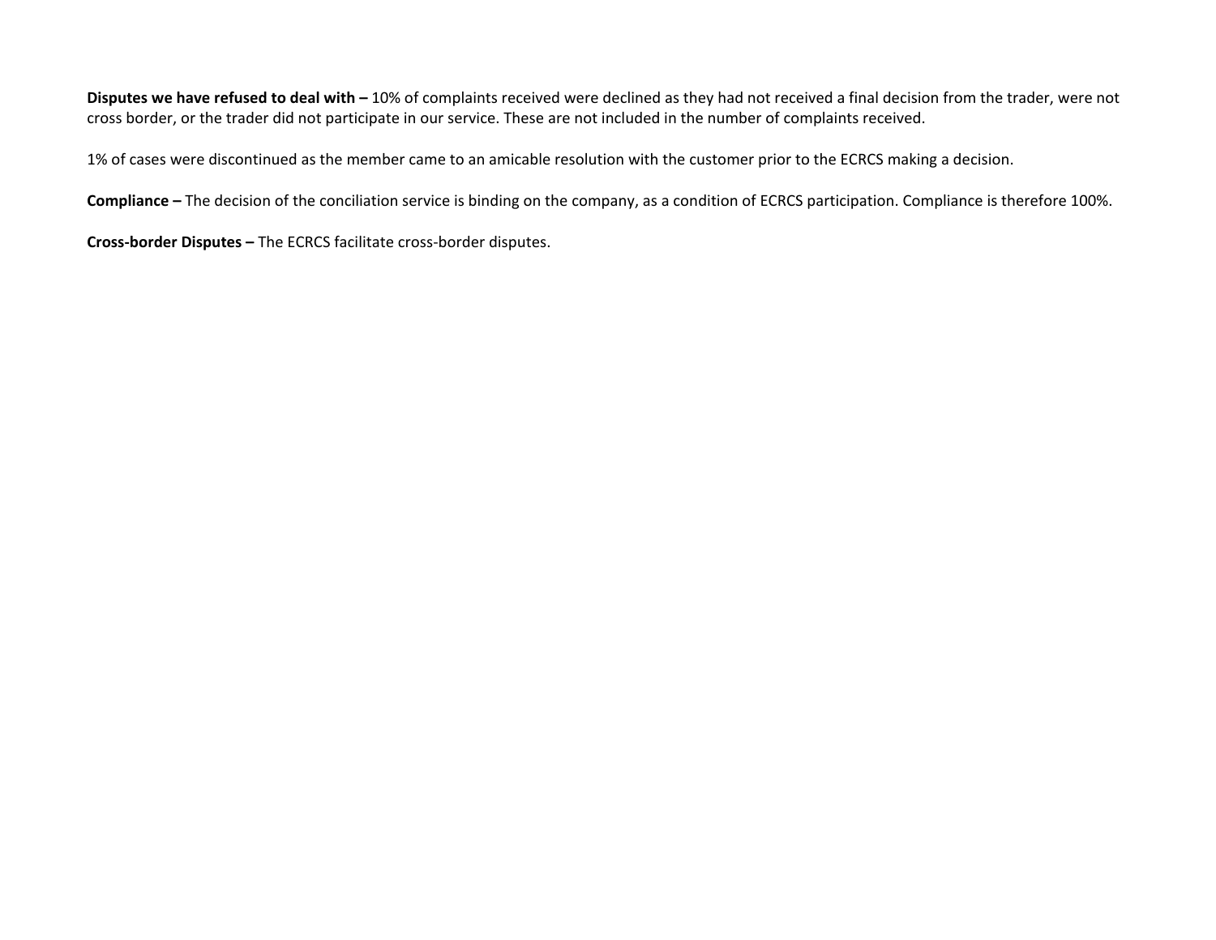**Disputes we have refused to deal with –** 10% of complaints received were declined as they had not received a final decision from the trader, were not cross border, or the trader did not participate in our service. These are not included in the number of complaints received.

1% of cases were discontinued as the member came to an amicable resolution with the customer prior to the ECRCS making a decision.

**Compliance –** The decision of the conciliation service is binding on the company, as a condition of ECRCS participation. Compliance is therefore 100%.

**Cross-border Disputes –** The ECRCS facilitate cross-border disputes.